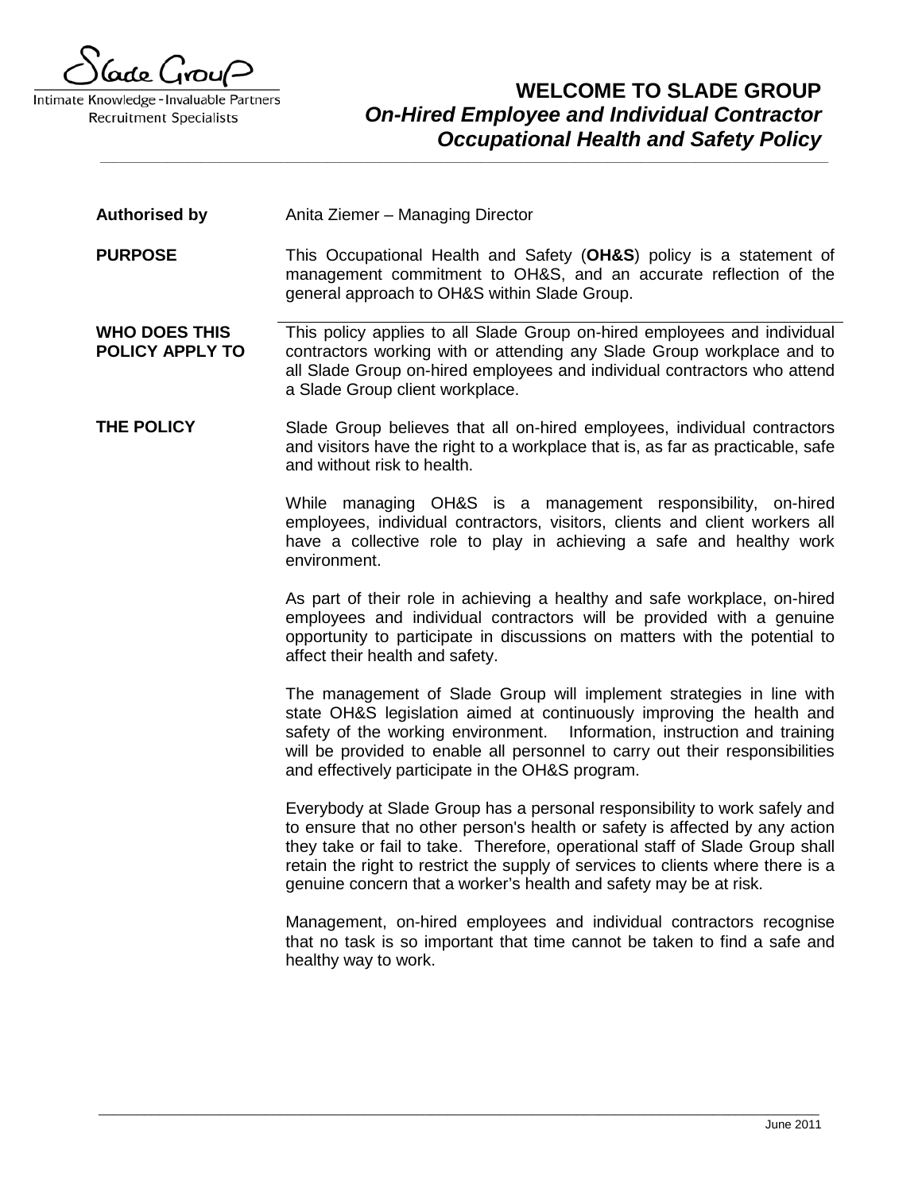Slade Group

Intimate Knowledge - Invaluable Partners
Recruitment Specialists

# WELCOME TO SLADE GROUP
## *On-Hired Employee and Individual Contractor Occupational Health and Safety Policy*

**Authorised by**

Anita Ziemer – Managing Director

**PURPOSE**

This Occupational Health and Safety (**OH&S**) policy is a statement of management commitment to OH&S, and an accurate reflection of the general approach to OH&S within Slade Group.

**WHO DOES THIS POLICY APPLY TO**

This policy applies to all Slade Group on-hired employees and individual contractors working with or attending any Slade Group workplace and to all Slade Group on-hired employees and individual contractors who attend a Slade Group client workplace.

**THE POLICY**

Slade Group believes that all on-hired employees, individual contractors and visitors have the right to a workplace that is, as far as practicable, safe and without risk to health.

While managing OH&S is a management responsibility, on-hired employees, individual contractors, visitors, clients and client workers all have a collective role to play in achieving a safe and healthy work environment.

As part of their role in achieving a healthy and safe workplace, on-hired employees and individual contractors will be provided with a genuine opportunity to participate in discussions on matters with the potential to affect their health and safety.

The management of Slade Group will implement strategies in line with state OH&S legislation aimed at continuously improving the health and safety of the working environment. Information, instruction and training will be provided to enable all personnel to carry out their responsibilities and effectively participate in the OH&S program.

Everybody at Slade Group has a personal responsibility to work safely and to ensure that no other person's health or safety is affected by any action they take or fail to take. Therefore, operational staff of Slade Group shall retain the right to restrict the supply of services to clients where there is a genuine concern that a worker's health and safety may be at risk.

Management, on-hired employees and individual contractors recognise that no task is so important that time cannot be taken to find a safe and healthy way to work.

June 2011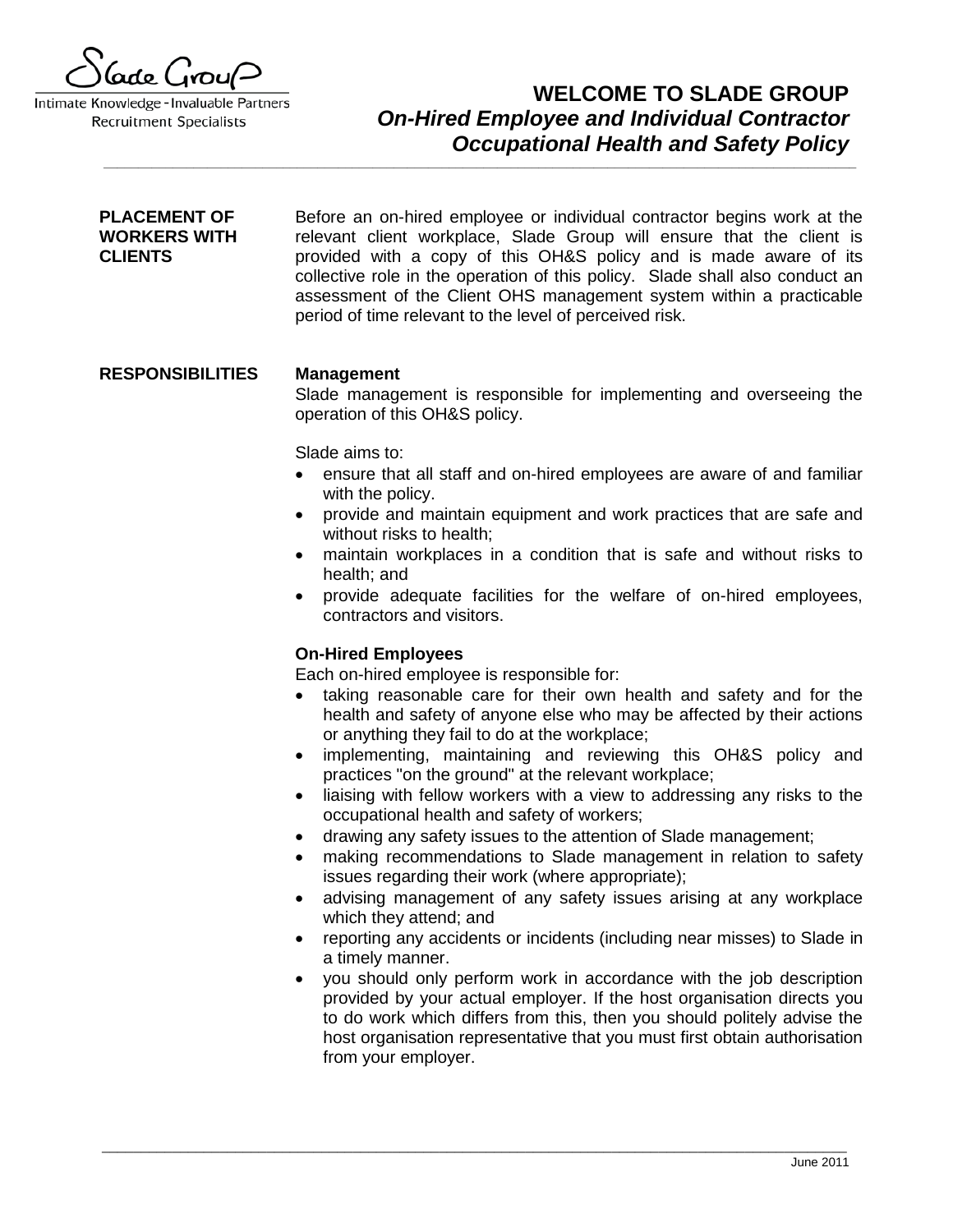# WELCOME TO SLADE GROUP

## *On-Hired Employee and Individual Contractor Occupational Health and Safety Policy*

### PLACEMENT OF WORKERS WITH CLIENTS

Before an on-hired employee or individual contractor begins work at the relevant client workplace, Slade Group will ensure that the client is provided with a copy of this OH&S policy and is made aware of its collective role in the operation of this policy. Slade shall also conduct an assessment of the Client OHS management system within a practicable period of time relevant to the level of perceived risk.

### RESPONSIBILITIES

**Management**

Slade management is responsible for implementing and overseeing the operation of this OH&S policy.

Slade aims to:

- ensure that all staff and on-hired employees are aware of and familiar with the policy.
- provide and maintain equipment and work practices that are safe and without risks to health;
- maintain workplaces in a condition that is safe and without risks to health; and
- provide adequate facilities for the welfare of on-hired employees, contractors and visitors.

**On-Hired Employees**

Each on-hired employee is responsible for:

- taking reasonable care for their own health and safety and for the health and safety of anyone else who may be affected by their actions or anything they fail to do at the workplace;
- implementing, maintaining and reviewing this OH&S policy and practices "on the ground" at the relevant workplace;
- liaising with fellow workers with a view to addressing any risks to the occupational health and safety of workers;
- drawing any safety issues to the attention of Slade management;
- making recommendations to Slade management in relation to safety issues regarding their work (where appropriate);
- advising management of any safety issues arising at any workplace which they attend; and
- reporting any accidents or incidents (including near misses) to Slade in a timely manner.
- you should only perform work in accordance with the job description provided by your actual employer. If the host organisation directs you to do work which differs from this, then you should politely advise the host organisation representative that you must first obtain authorisation from your employer.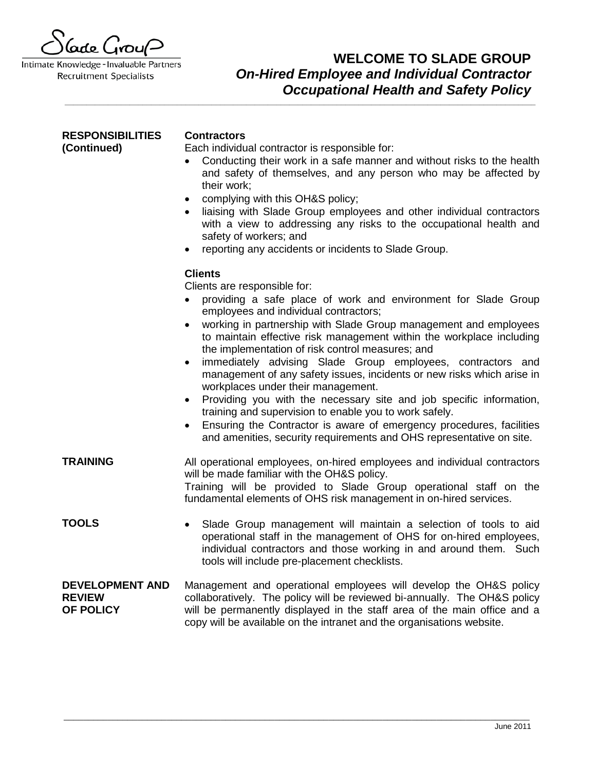**RESPONSIBILITIES (Continued)**

**Contractors**

Each individual contractor is responsible for:

- Conducting their work in a safe manner and without risks to the health and safety of themselves, and any person who may be affected by their work;
- complying with this OH&S policy;
- liaising with Slade Group employees and other individual contractors with a view to addressing any risks to the occupational health and safety of workers; and
- reporting any accidents or incidents to Slade Group.

**Clients**

Clients are responsible for:

- providing a safe place of work and environment for Slade Group employees and individual contractors;
- working in partnership with Slade Group management and employees to maintain effective risk management within the workplace including the implementation of risk control measures; and
- immediately advising Slade Group employees, contractors and management of any safety issues, incidents or new risks which arise in workplaces under their management.
- Providing you with the necessary site and job specific information, training and supervision to enable you to work safely.
- Ensuring the Contractor is aware of emergency procedures, facilities and amenities, security requirements and OHS representative on site.

**TRAINING**

All operational employees, on-hired employees and individual contractors will be made familiar with the OH&S policy.
Training will be provided to Slade Group operational staff on the fundamental elements of OHS risk management in on-hired services.

**TOOLS**

- Slade Group management will maintain a selection of tools to aid operational staff in the management of OHS for on-hired employees, individual contractors and those working in and around them. Such tools will include pre-placement checklists.

**DEVELOPMENT AND REVIEW OF POLICY**

Management and operational employees will develop the OH&S policy collaboratively. The policy will be reviewed bi-annually. The OH&S policy will be permanently displayed in the staff area of the main office and a copy will be available on the intranet and the organisations website.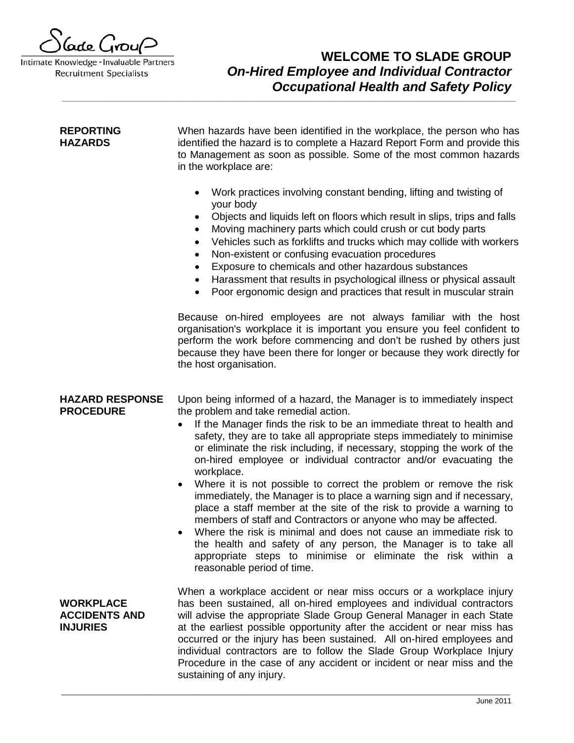# WELCOME TO SLADE GROUP

## *On-Hired Employee and Individual Contractor Occupational Health and Safety Policy*

### REPORTING HAZARDS

When hazards have been identified in the workplace, the person who has identified the hazard is to complete a Hazard Report Form and provide this to Management as soon as possible. Some of the most common hazards in the workplace are:

- Work practices involving constant bending, lifting and twisting of your body
- Objects and liquids left on floors which result in slips, trips and falls
- Moving machinery parts which could crush or cut body parts
- Vehicles such as forklifts and trucks which may collide with workers
- Non-existent or confusing evacuation procedures
- Exposure to chemicals and other hazardous substances
- Harassment that results in psychological illness or physical assault
- Poor ergonomic design and practices that result in muscular strain

Because on-hired employees are not always familiar with the host organisation's workplace it is important you ensure you feel confident to perform the work before commencing and don't be rushed by others just because they have been there for longer or because they work directly for the host organisation.

### HAZARD RESPONSE PROCEDURE

Upon being informed of a hazard, the Manager is to immediately inspect the problem and take remedial action.

- If the Manager finds the risk to be an immediate threat to health and safety, they are to take all appropriate steps immediately to minimise or eliminate the risk including, if necessary, stopping the work of the on-hired employee or individual contractor and/or evacuating the workplace.
- Where it is not possible to correct the problem or remove the risk immediately, the Manager is to place a warning sign and if necessary, place a staff member at the site of the risk to provide a warning to members of staff and Contractors or anyone who may be affected.
- Where the risk is minimal and does not cause an immediate risk to the health and safety of any person, the Manager is to take all appropriate steps to minimise or eliminate the risk within a reasonable period of time.

### WORKPLACE ACCIDENTS AND INJURIES

When a workplace accident or near miss occurs or a workplace injury has been sustained, all on-hired employees and individual contractors will advise the appropriate Slade Group General Manager in each State at the earliest possible opportunity after the accident or near miss has occurred or the injury has been sustained. All on-hired employees and individual contractors are to follow the Slade Group Workplace Injury Procedure in the case of any accident or incident or near miss and the sustaining of any injury.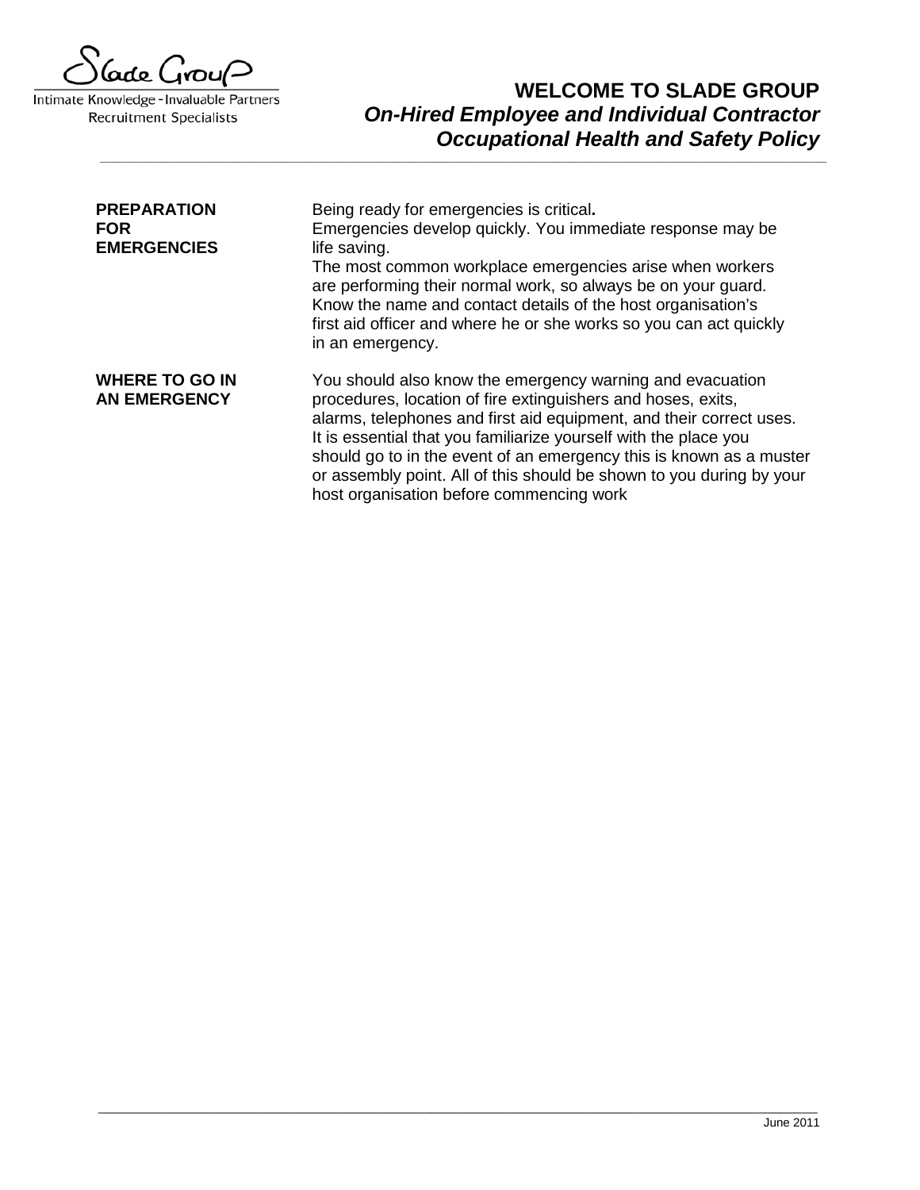## WELCOME TO SLADE GROUP
### *On-Hired Employee and Individual Contractor Occupational Health and Safety Policy*

**PREPARATION FOR EMERGENCIES**

Being ready for emergencies is critical**.**
Emergencies develop quickly. You immediate response may be life saving.
The most common workplace emergencies arise when workers are performing their normal work, so always be on your guard.
Know the name and contact details of the host organisation's first aid officer and where he or she works so you can act quickly in an emergency.

**WHERE TO GO IN AN EMERGENCY**

You should also know the emergency warning and evacuation procedures, location of fire extinguishers and hoses, exits, alarms, telephones and first aid equipment, and their correct uses. It is essential that you familiarize yourself with the place you should go to in the event of an emergency this is known as a muster or assembly point. All of this should be shown to you during by your host organisation before commencing work